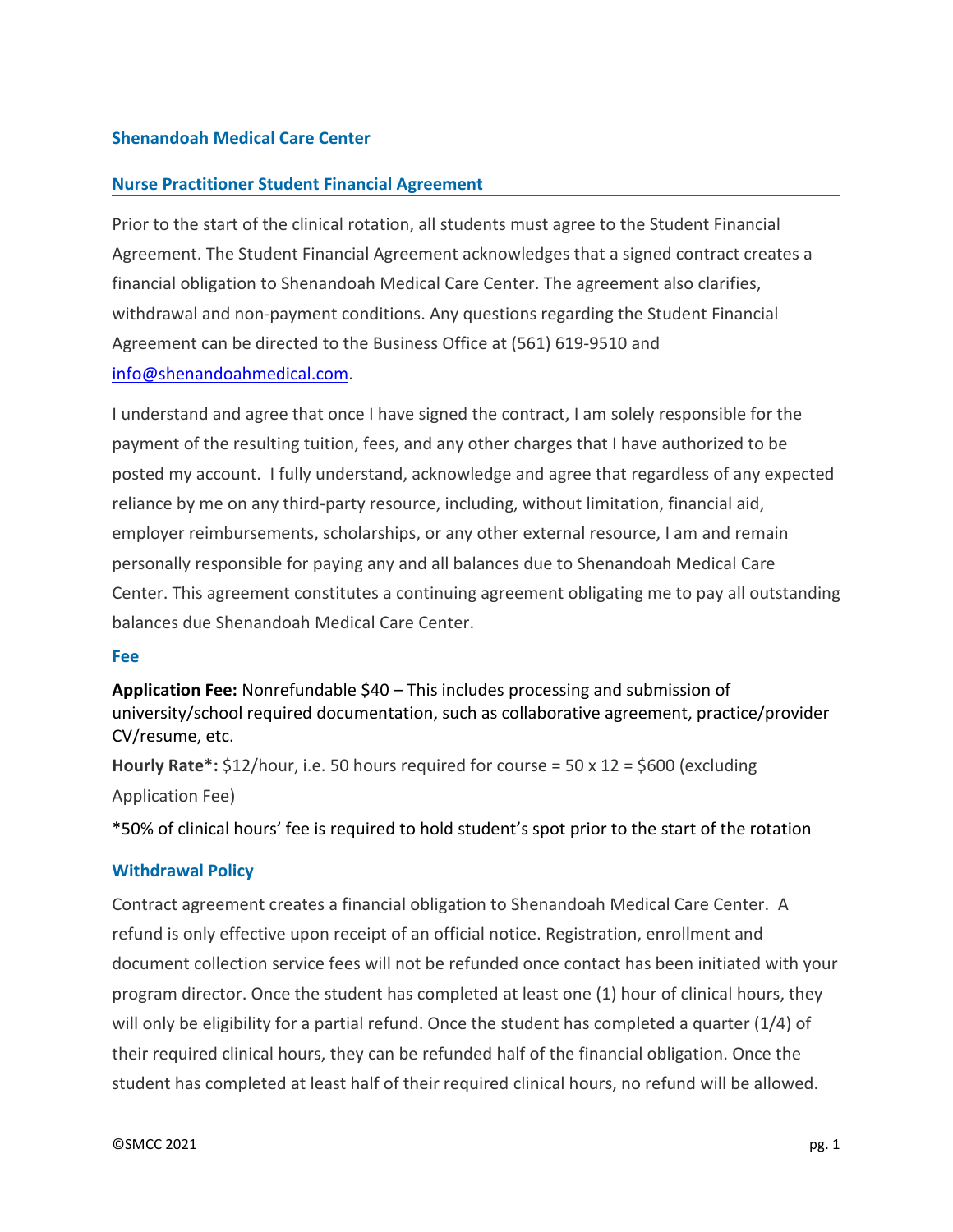## Shenandoah Medical Care Center

### Nurse Practitioner Student Financial Agreement

Prior to the start of the clinical rotation, all students must agree to the Student Financial Agreement. The Student Financial Agreement acknowledges that a signed contract creates a financial obligation to Shenandoah Medical Care Center. The agreement also clarifies, withdrawal and non-payment conditions. Any questions regarding the Student Financial Agreement can be directed to the Business Office at (561) 619-9510 and info@shenandoahmedical.com.

I understand and agree that once I have signed the contract, I am solely responsible for the payment of the resulting tuition, fees, and any other charges that I have authorized to be posted my account. I fully understand, acknowledge and agree that regardless of any expected reliance by me on any third-party resource, including, without limitation, financial aid, employer reimbursements, scholarships, or any other external resource, I am and remain personally responsible for paying any and all balances due to Shenandoah Medical Care Center. This agreement constitutes a continuing agreement obligating me to pay all outstanding balances due Shenandoah Medical Care Center.

### Fee

**Application Fee:** Nonrefundable $40 – This includes processing and submission of university/school required documentation, such as collaborative agreement, practice/provider CV/resume, etc.

**Hourly Rate*:** $12/hour, i.e. 50 hours required for course = 50 x 12 = $600 (excluding Application Fee)

*50% of clinical hours' fee is required to hold student's spot prior to the start of the rotation

### Withdrawal Policy

Contract agreement creates a financial obligation to Shenandoah Medical Care Center. A refund is only effective upon receipt of an official notice. Registration, enrollment and document collection service fees will not be refunded once contact has been initiated with your program director. Once the student has completed at least one (1) hour of clinical hours, they will only be eligibility for a partial refund. Once the student has completed a quarter (1/4) of their required clinical hours, they can be refunded half of the financial obligation. Once the student has completed at least half of their required clinical hours, no refund will be allowed.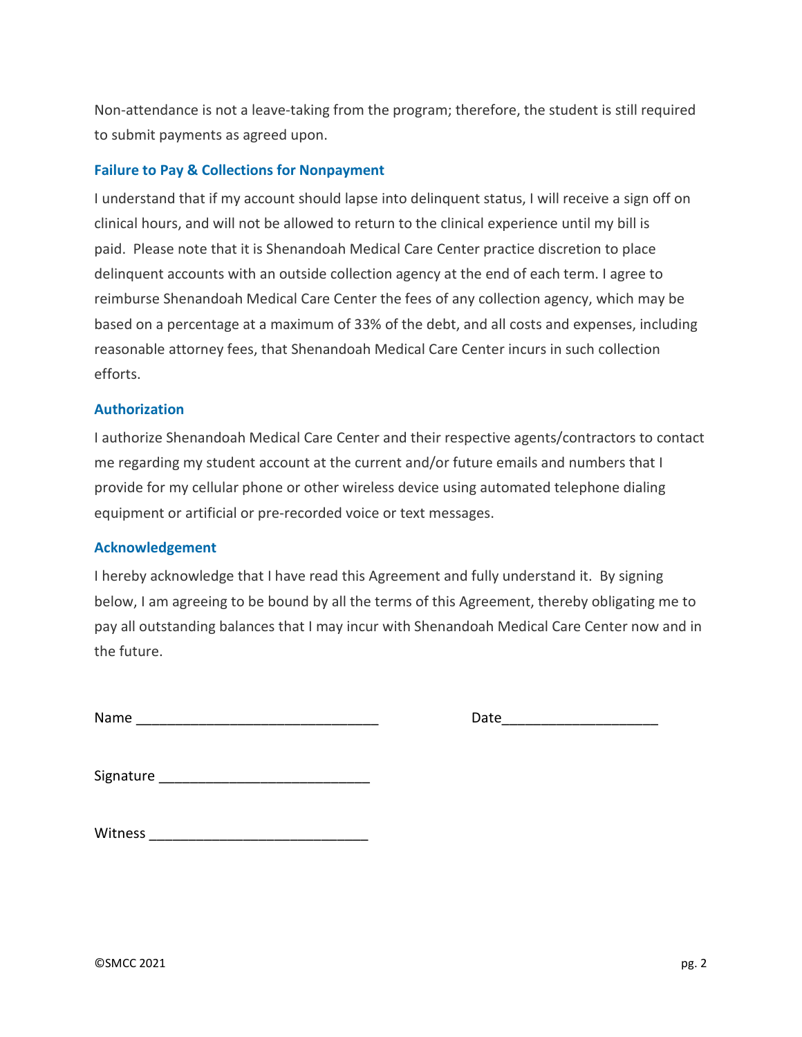Non-attendance is not a leave-taking from the program; therefore, the student is still required to submit payments as agreed upon.

### Failure to Pay & Collections for Nonpayment

I understand that if my account should lapse into delinquent status, I will receive a sign off on clinical hours, and will not be allowed to return to the clinical experience until my bill is paid. Please note that it is Shenandoah Medical Care Center practice discretion to place delinquent accounts with an outside collection agency at the end of each term. I agree to reimburse Shenandoah Medical Care Center the fees of any collection agency, which may be based on a percentage at a maximum of 33% of the debt, and all costs and expenses, including reasonable attorney fees, that Shenandoah Medical Care Center incurs in such collection efforts.

### Authorization

I authorize Shenandoah Medical Care Center and their respective agents/contractors to contact me regarding my student account at the current and/or future emails and numbers that I provide for my cellular phone or other wireless device using automated telephone dialing equipment or artificial or pre-recorded voice or text messages.

### Acknowledgement

I hereby acknowledge that I have read this Agreement and fully understand it. By signing below, I am agreeing to be bound by all the terms of this Agreement, thereby obligating me to pay all outstanding balances that I may incur with Shenandoah Medical Care Center now and in the future.

Name _______________________________ Date____________________

Signature ___________________________

Witness ____________________________

©SMCC 2021